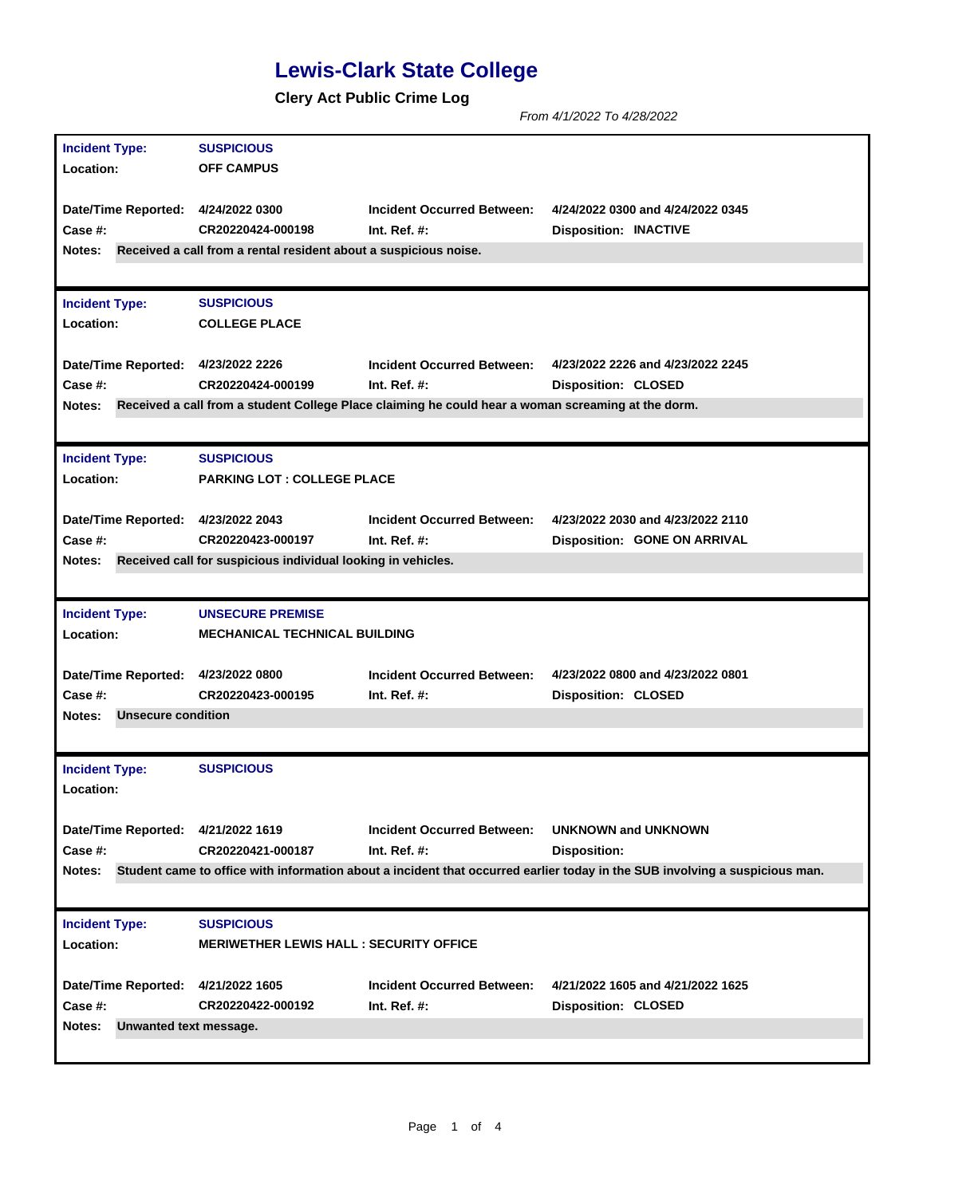# Lewis-Clark State College

**Clery Act Public Crime Log**

*From 4/1/2022 To 4/28/2022*

| | | | |
|---|---|---|---|
| **Incident Type:** | **SUSPICIOUS** | | |
| **Location:** | **OFF CAMPUS** | | |
| **Date/Time Reported:** | **4/24/2022 0300** | **Incident Occurred Between:** | **4/24/2022 0300 and 4/24/2022 0345** |
| **Case #:** | **CR20220424-000198** | **Int. Ref. #:** | **Disposition: INACTIVE** |
| **Notes:** | **Received a call from a rental resident about a suspicious noise.** | | |

| | | | |
|---|---|---|---|
| **Incident Type:** | **SUSPICIOUS** | | |
| **Location:** | **COLLEGE PLACE** | | |
| **Date/Time Reported:** | **4/23/2022 2226** | **Incident Occurred Between:** | **4/23/2022 2226 and 4/23/2022 2245** |
| **Case #:** | **CR20220424-000199** | **Int. Ref. #:** | **Disposition: CLOSED** |
| **Notes:** | **Received a call from a student College Place claiming he could hear a woman screaming at the dorm.** | | |

| | | | |
|---|---|---|---|
| **Incident Type:** | **SUSPICIOUS** | | |
| **Location:** | **PARKING LOT : COLLEGE PLACE** | | |
| **Date/Time Reported:** | **4/23/2022 2043** | **Incident Occurred Between:** | **4/23/2022 2030 and 4/23/2022 2110** |
| **Case #:** | **CR20220423-000197** | **Int. Ref. #:** | **Disposition: GONE ON ARRIVAL** |
| **Notes:** | **Received call for suspicious individual looking in vehicles.** | | |

| | | | |
|---|---|---|---|
| **Incident Type:** | **UNSECURE PREMISE** | | |
| **Location:** | **MECHANICAL TECHNICAL BUILDING** | | |
| **Date/Time Reported:** | **4/23/2022 0800** | **Incident Occurred Between:** | **4/23/2022 0800 and 4/23/2022 0801** |
| **Case #:** | **CR20220423-000195** | **Int. Ref. #:** | **Disposition: CLOSED** |
| **Notes:** | **Unsecure condition** | | |

| | | | |
|---|---|---|---|
| **Incident Type:** | **SUSPICIOUS** | | |
| **Location:** | | | |
| **Date/Time Reported:** | **4/21/2022 1619** | **Incident Occurred Between:** | **UNKNOWN and UNKNOWN** |
| **Case #:** | **CR20220421-000187** | **Int. Ref. #:** | **Disposition:** |
| **Notes:** | **Student came to office with information about a incident that occurred earlier today in the SUB involving a suspicious man.** | | |

| | | | |
|---|---|---|---|
| **Incident Type:** | **SUSPICIOUS** | | |
| **Location:** | **MERIWETHER LEWIS HALL : SECURITY OFFICE** | | |
| **Date/Time Reported:** | **4/21/2022 1605** | **Incident Occurred Between:** | **4/21/2022 1605 and 4/21/2022 1625** |
| **Case #:** | **CR20220422-000192** | **Int. Ref. #:** | **Disposition: CLOSED** |
| **Notes:** | **Unwanted text message.** | | |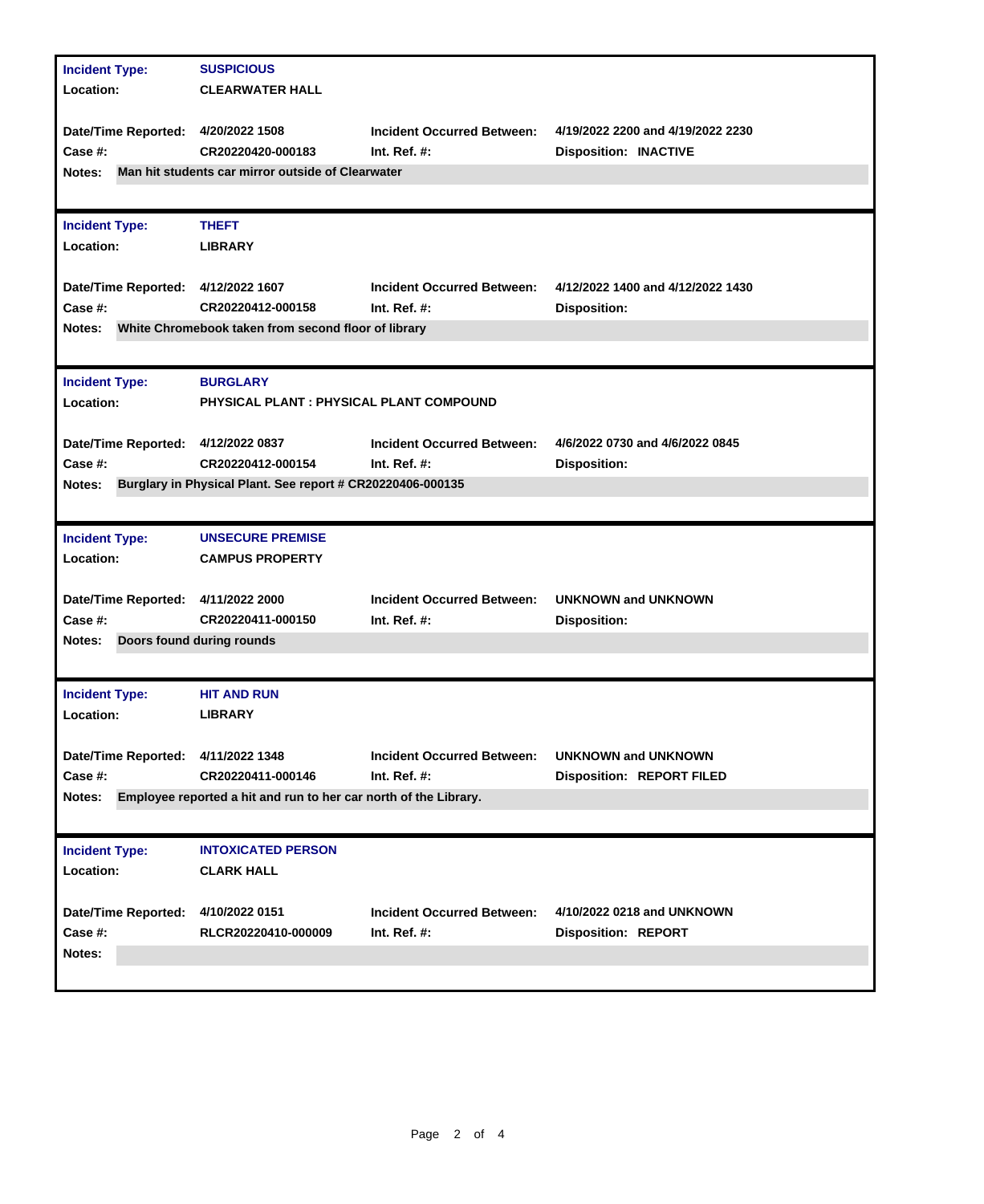| | | | |
|---|---|---|---|
| **Incident Type:** | **SUSPICIOUS** | | |
| **Location:** | **CLEARWATER HALL** | | |
| **Date/Time Reported:** | 4/20/2022 1508 | **Incident Occurred Between:** | 4/19/2022 2200 and 4/19/2022 2230 |
| **Case #:** | CR20220420-000183 | **Int. Ref. #:** | **Disposition:** INACTIVE |
| **Notes:** | Man hit students car mirror outside of Clearwater | | |

| | | | |
|---|---|---|---|
| **Incident Type:** | **THEFT** | | |
| **Location:** | **LIBRARY** | | |
| **Date/Time Reported:** | 4/12/2022 1607 | **Incident Occurred Between:** | 4/12/2022 1400 and 4/12/2022 1430 |
| **Case #:** | CR20220412-000158 | **Int. Ref. #:** | **Disposition:** |
| **Notes:** | White Chromebook taken from second floor of library | | |

| | | | |
|---|---|---|---|
| **Incident Type:** | **BURGLARY** | | |
| **Location:** | **PHYSICAL PLANT : PHYSICAL PLANT COMPOUND** | | |
| **Date/Time Reported:** | 4/12/2022 0837 | **Incident Occurred Between:** | 4/6/2022 0730 and 4/6/2022 0845 |
| **Case #:** | CR20220412-000154 | **Int. Ref. #:** | **Disposition:** |
| **Notes:** | Burglary in Physical Plant. See report # CR20220406-000135 | | |

| | | | |
|---|---|---|---|
| **Incident Type:** | **UNSECURE PREMISE** | | |
| **Location:** | **CAMPUS PROPERTY** | | |
| **Date/Time Reported:** | 4/11/2022 2000 | **Incident Occurred Between:** | UNKNOWN and UNKNOWN |
| **Case #:** | CR20220411-000150 | **Int. Ref. #:** | **Disposition:** |
| **Notes:** | Doors found during rounds | | |

| | | | |
|---|---|---|---|
| **Incident Type:** | **HIT AND RUN** | | |
| **Location:** | **LIBRARY** | | |
| **Date/Time Reported:** | 4/11/2022 1348 | **Incident Occurred Between:** | UNKNOWN and UNKNOWN |
| **Case #:** | CR20220411-000146 | **Int. Ref. #:** | **Disposition:** REPORT FILED |
| **Notes:** | Employee reported a hit and run to her car north of the Library. | | |

| | | | |
|---|---|---|---|
| **Incident Type:** | **INTOXICATED PERSON** | | |
| **Location:** | **CLARK HALL** | | |
| **Date/Time Reported:** | 4/10/2022 0151 | **Incident Occurred Between:** | 4/10/2022 0218 and UNKNOWN |
| **Case #:** | RLCR20220410-000009 | **Int. Ref. #:** | **Disposition:** REPORT |
| **Notes:** | | | |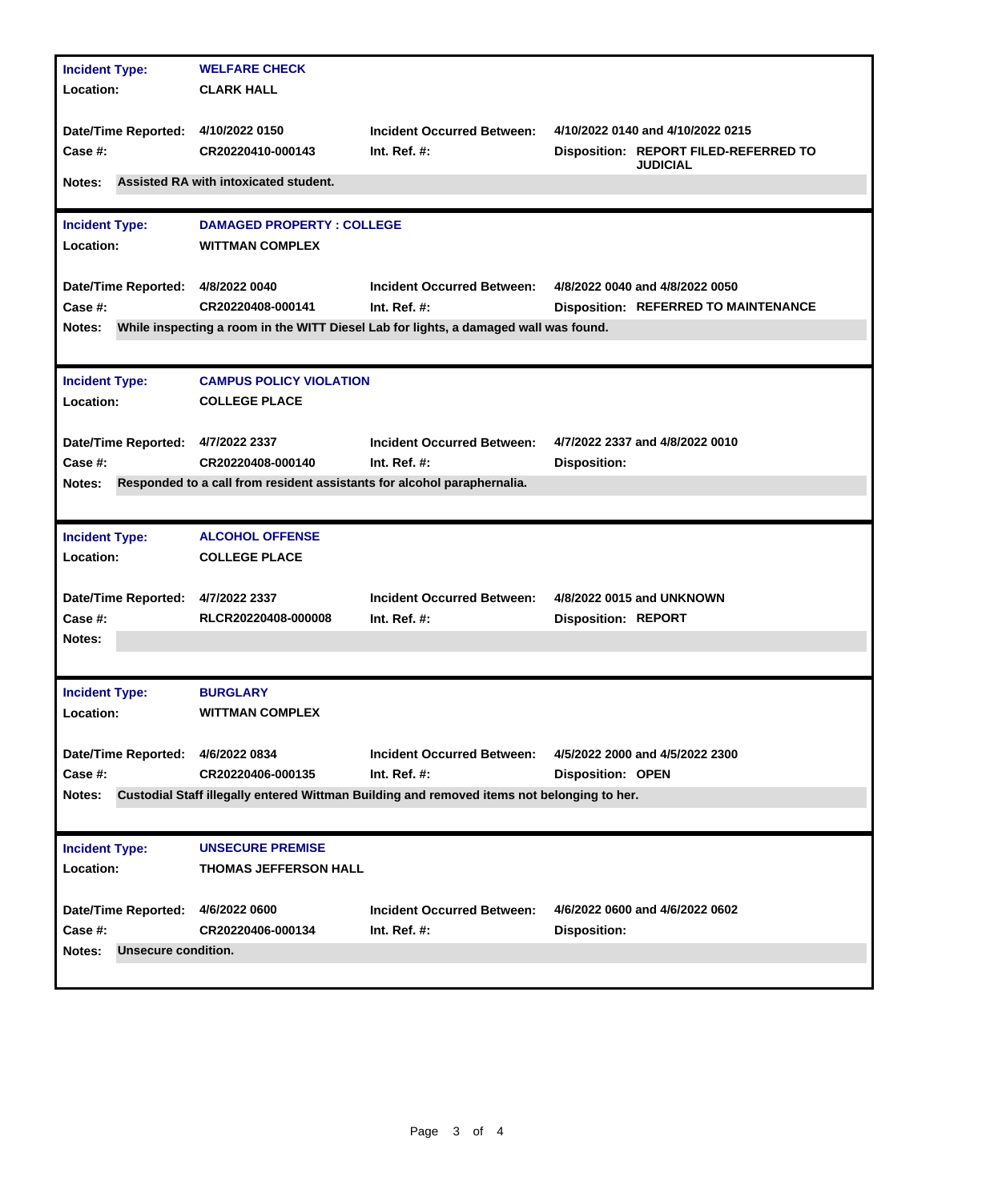| | | | |
|---|---|---|---|
| **Incident Type:** | **WELFARE CHECK** | | |
| **Location:** | **CLARK HALL** | | |
| **Date/Time Reported:** | 4/10/2022 0150 | **Incident Occurred Between:** | 4/10/2022 0140 and 4/10/2022 0215 |
| **Case #:** | CR20220410-000143 | **Int. Ref. #:** | **Disposition:** REPORT FILED-REFERRED TO JUDICIAL |
| **Notes:** | Assisted RA with intoxicated student. | | |

| | | | |
|---|---|---|---|
| **Incident Type:** | **DAMAGED PROPERTY : COLLEGE** | | |
| **Location:** | **WITTMAN COMPLEX** | | |
| **Date/Time Reported:** | 4/8/2022 0040 | **Incident Occurred Between:** | 4/8/2022 0040 and 4/8/2022 0050 |
| **Case #:** | CR20220408-000141 | **Int. Ref. #:** | **Disposition:** REFERRED TO MAINTENANCE |
| **Notes:** | While inspecting a room in the WITT Diesel Lab for lights, a damaged wall was found. | | |

| | | | |
|---|---|---|---|
| **Incident Type:** | **CAMPUS POLICY VIOLATION** | | |
| **Location:** | **COLLEGE PLACE** | | |
| **Date/Time Reported:** | 4/7/2022 2337 | **Incident Occurred Between:** | 4/7/2022 2337 and 4/8/2022 0010 |
| **Case #:** | CR20220408-000140 | **Int. Ref. #:** | **Disposition:** |
| **Notes:** | Responded to a call from resident assistants for alcohol paraphernalia. | | |

| | | | |
|---|---|---|---|
| **Incident Type:** | **ALCOHOL OFFENSE** | | |
| **Location:** | **COLLEGE PLACE** | | |
| **Date/Time Reported:** | 4/7/2022 2337 | **Incident Occurred Between:** | 4/8/2022 0015 and UNKNOWN |
| **Case #:** | RLCR20220408-000008 | **Int. Ref. #:** | **Disposition:** REPORT |
| **Notes:** | | | |

| | | | |
|---|---|---|---|
| **Incident Type:** | **BURGLARY** | | |
| **Location:** | **WITTMAN COMPLEX** | | |
| **Date/Time Reported:** | 4/6/2022 0834 | **Incident Occurred Between:** | 4/5/2022 2000 and 4/5/2022 2300 |
| **Case #:** | CR20220406-000135 | **Int. Ref. #:** | **Disposition:** OPEN |
| **Notes:** | Custodial Staff illegally entered Wittman Building and removed items not belonging to her. | | |

| | | | |
|---|---|---|---|
| **Incident Type:** | **UNSECURE PREMISE** | | |
| **Location:** | **THOMAS JEFFERSON HALL** | | |
| **Date/Time Reported:** | 4/6/2022 0600 | **Incident Occurred Between:** | 4/6/2022 0600 and 4/6/2022 0602 |
| **Case #:** | CR20220406-000134 | **Int. Ref. #:** | **Disposition:** |
| **Notes:** | Unsecure condition. | | |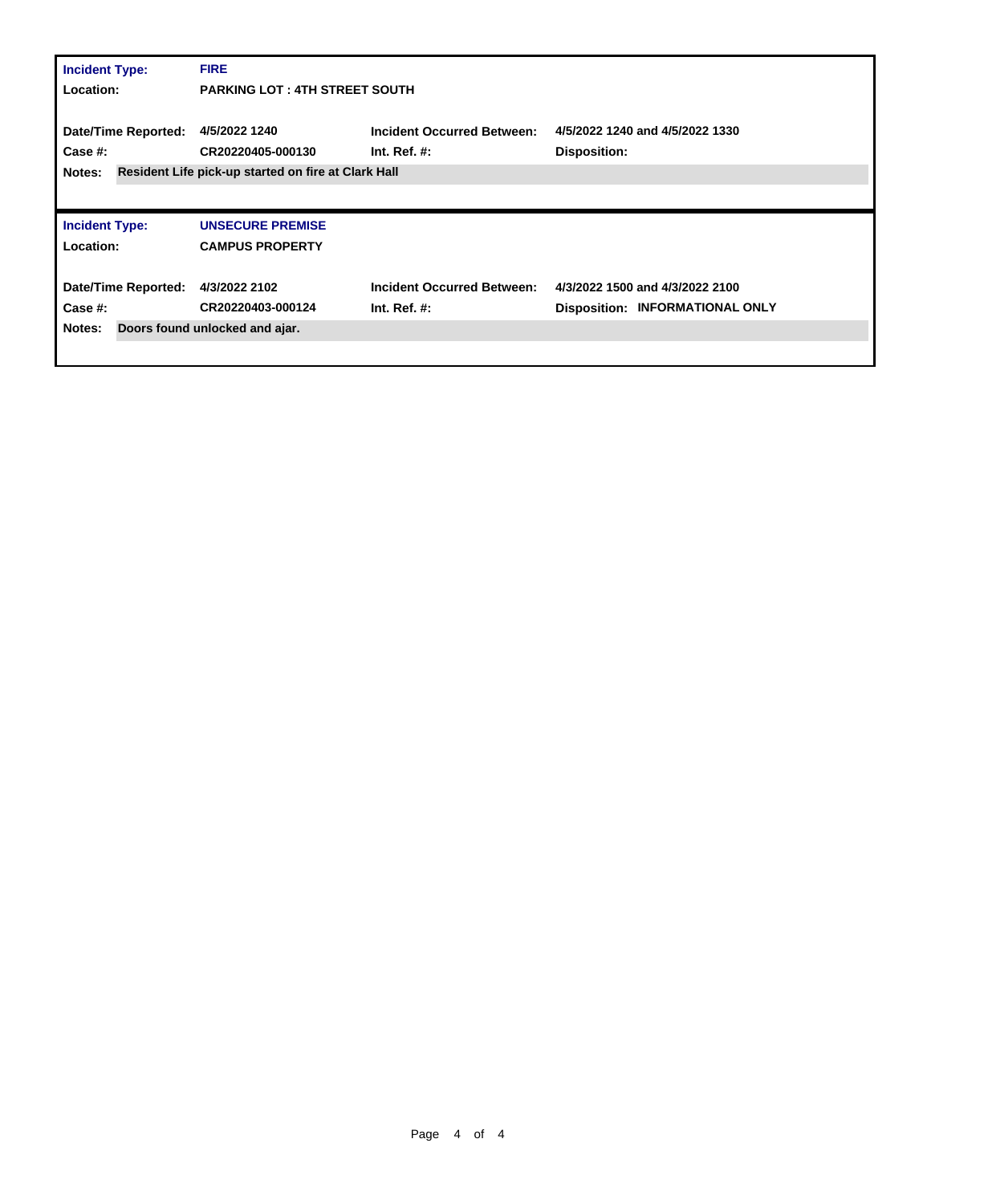| | | | |
|---|---|---|---|
| **Incident Type:** | **FIRE** | | |
| **Location:** | **PARKING LOT : 4TH STREET SOUTH** | | |
| **Date/Time Reported:** | **4/5/2022 1240** | **Incident Occurred Between:** | **4/5/2022 1240 and 4/5/2022 1330** |
| **Case #:** | **CR20220405-000130** | **Int. Ref. #:** | **Disposition:** |
| **Notes:** | **Resident Life pick-up started on fire at Clark Hall** | | |

| | | | |
|---|---|---|---|
| **Incident Type:** | **UNSECURE PREMISE** | | |
| **Location:** | **CAMPUS PROPERTY** | | |
| **Date/Time Reported:** | **4/3/2022 2102** | **Incident Occurred Between:** | **4/3/2022 1500 and 4/3/2022 2100** |
| **Case #:** | **CR20220403-000124** | **Int. Ref. #:** | **Disposition: INFORMATIONAL ONLY** |
| **Notes:** | **Doors found unlocked and ajar.** | | |